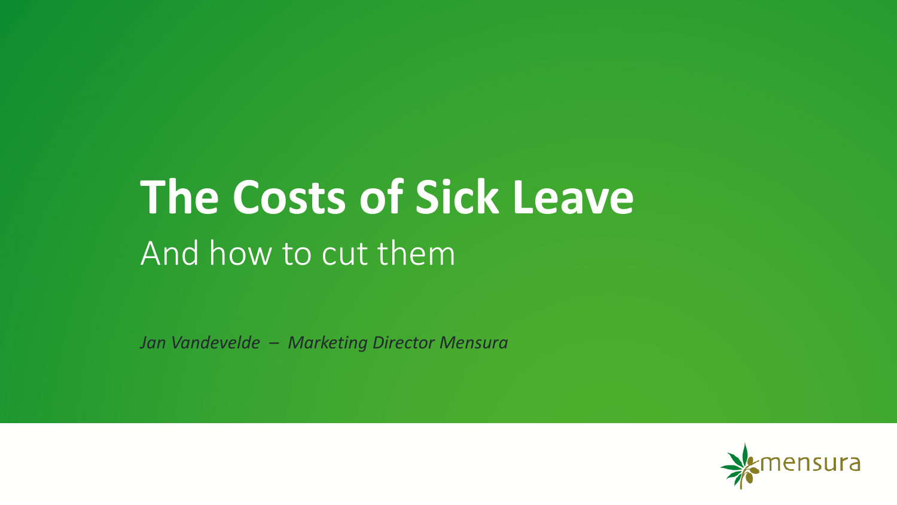# The Costs of Sick Leave

## And how to cut them

*Jan Vandevelde – Marketing Director Mensura*

mensura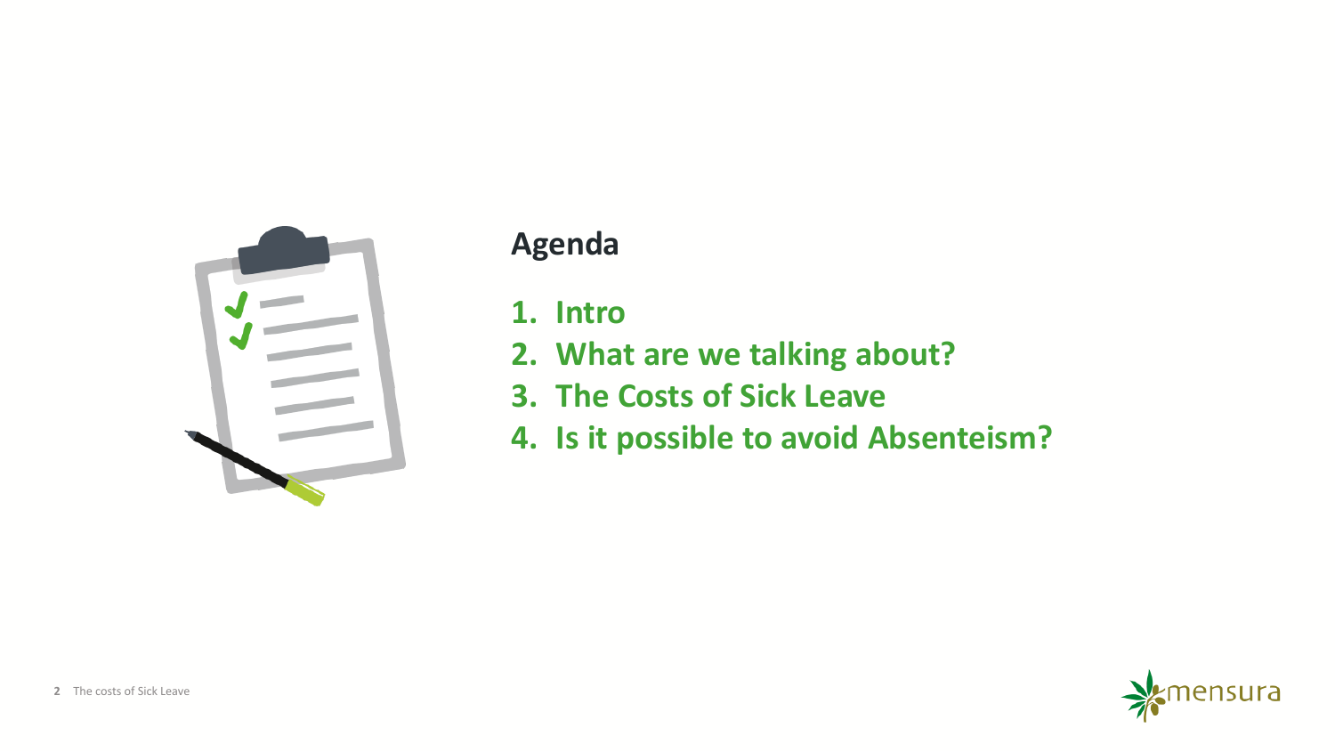## Agenda

1. **Intro**
2. **What are we talking about?**
3. **The Costs of Sick Leave**
4. **Is it possible to avoid Absenteism?**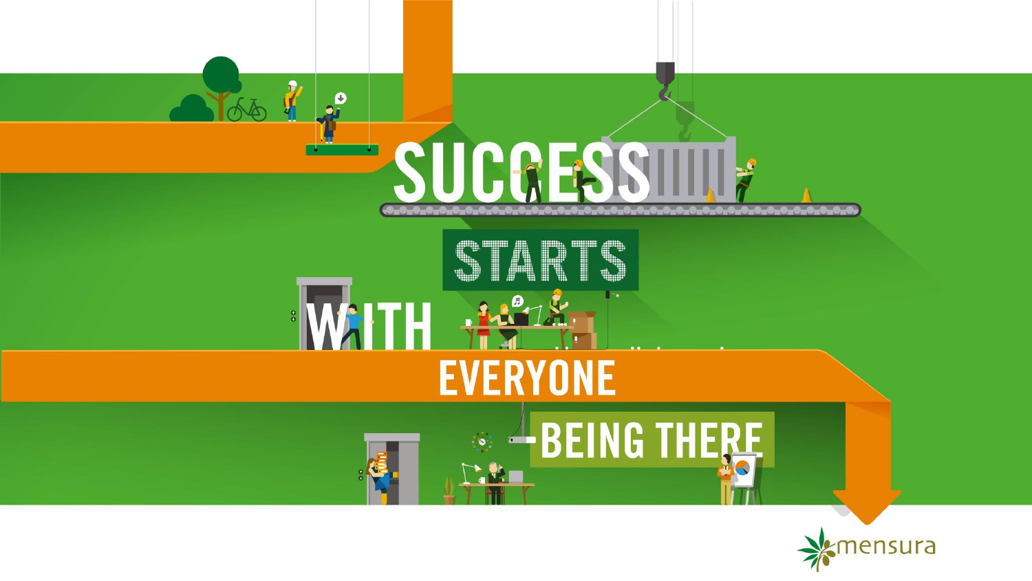# SUCCESS STARTS WITH EVERYONE BEING THERE

mensura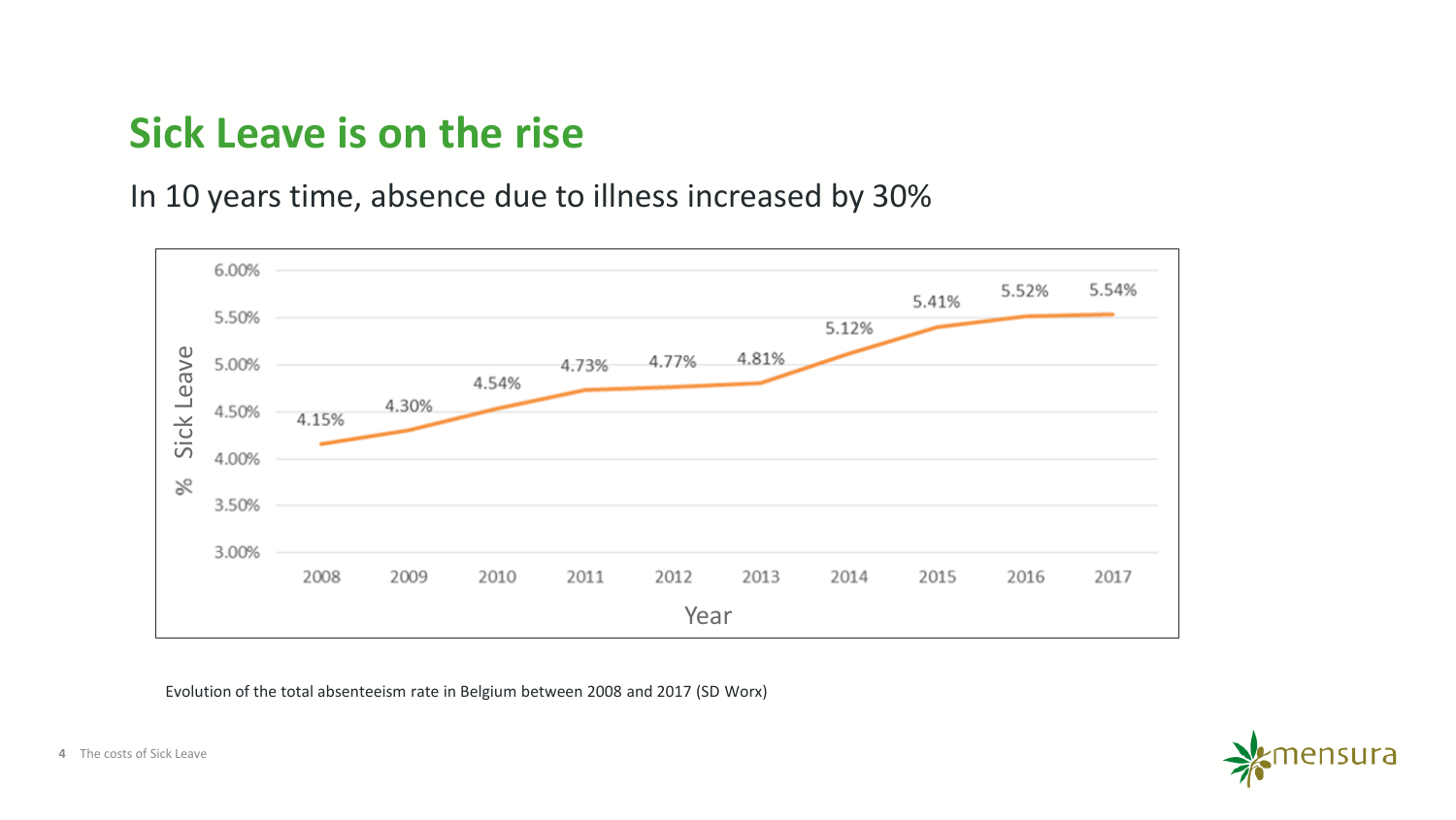# Sick Leave is on the rise

In 10 years time, absence due to illness increased by 30%

| Year | % Sick Leave |
|---|---|
| 2008 | 4.15% |
| 2009 | 4.30% |
| 2010 | 4.54% |
| 2011 | 4.73% |
| 2012 | 4.77% |
| 2013 | 4.81% |
| 2014 | 5.12% |
| 2015 | 5.41% |
| 2016 | 5.52% |
| 2017 | 5.54% |

Evolution of the total absenteeism rate in Belgium between 2008 and 2017 (SD Worx)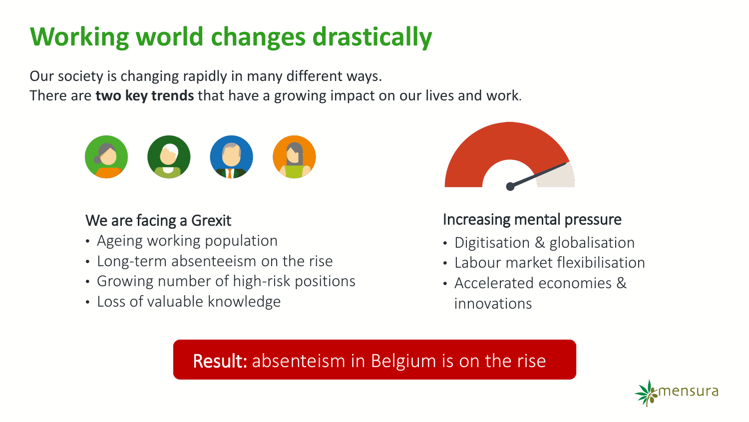# Working world changes drastically

Our society is changing rapidly in many different ways.
There are **two key trends** that have a growing impact on our lives and work.

### We are facing a Grexit

- Ageing working population
- Long-term absenteeism on the rise
- Growing number of high-risk positions
- Loss of valuable knowledge

### Increasing mental pressure

- Digitisation & globalisation
- Labour market flexibilisation
- Accelerated economies & innovations

**Result:** absenteism in Belgium is on the rise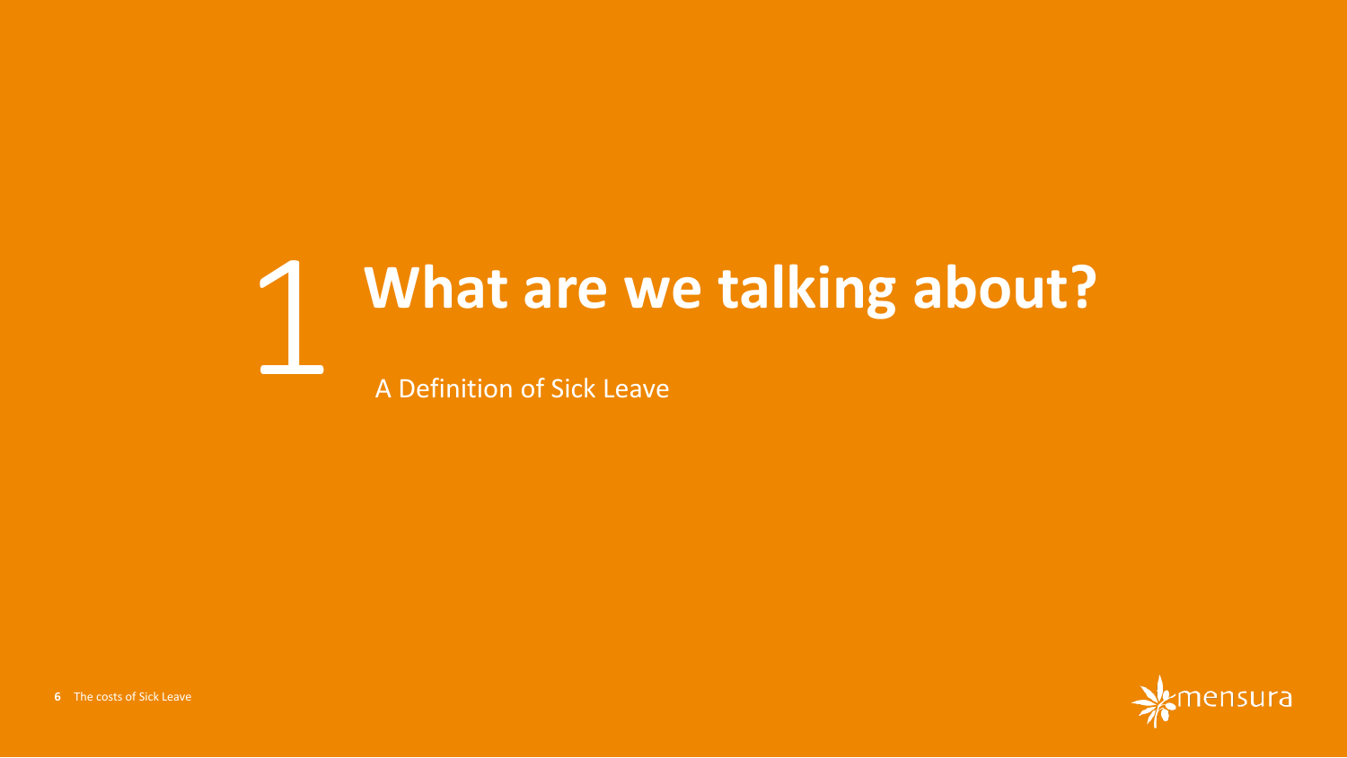# 1 What are we talking about?

A Definition of Sick Leave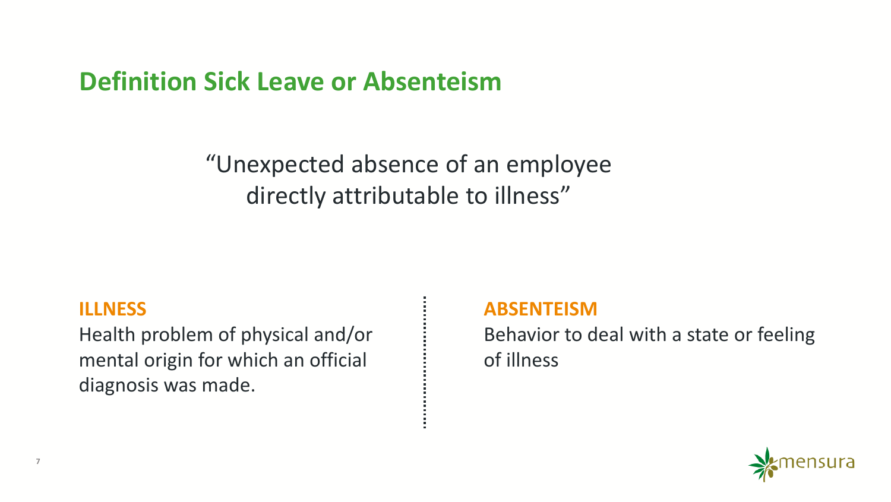## Definition Sick Leave or Absenteism

"Unexpected absence of an employee directly attributable to illness"

**ILLNESS**

Health problem of physical and/or mental origin for which an official diagnosis was made.

**ABSENTEISM**

Behavior to deal with a state or feeling of illness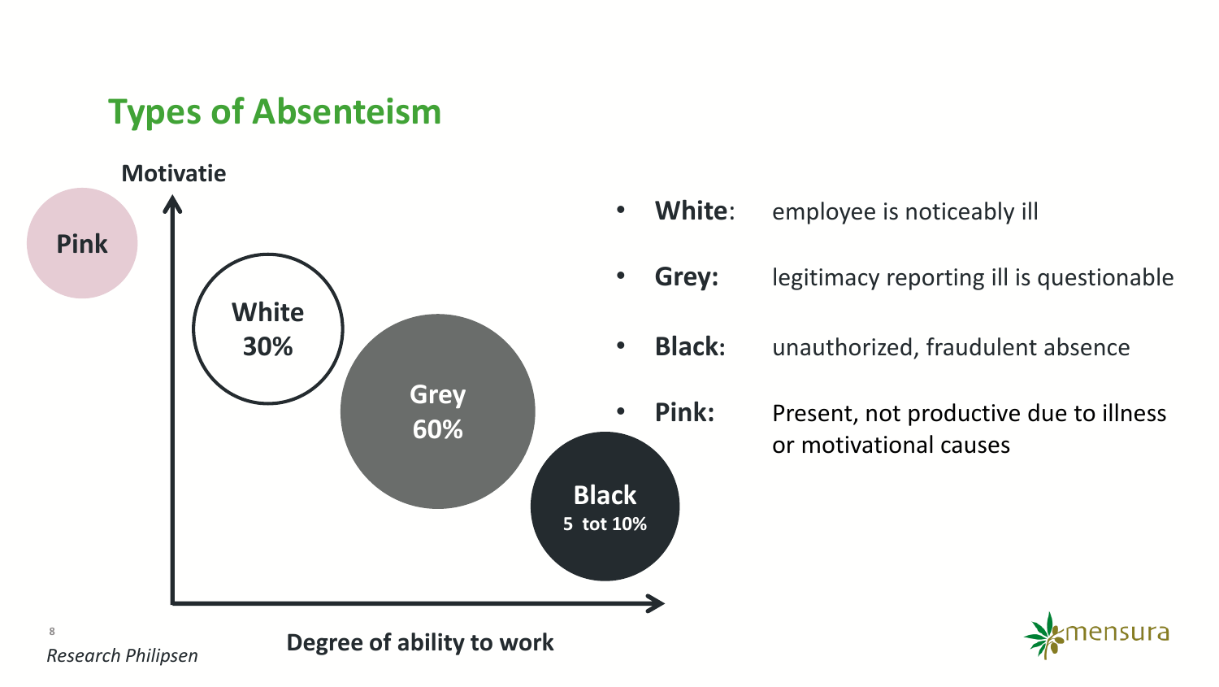# Types of Absenteism

Motivatie

Pink

White 30%

Grey 60%

Black 5 tot 10%

Degree of ability to work

- **White**: employee is noticeably ill
- **Grey:** legitimacy reporting ill is questionable
- **Black:** unauthorized, fraudulent absence
- **Pink:** Present, not productive due to illness or motivational causes

*Research Philipsen*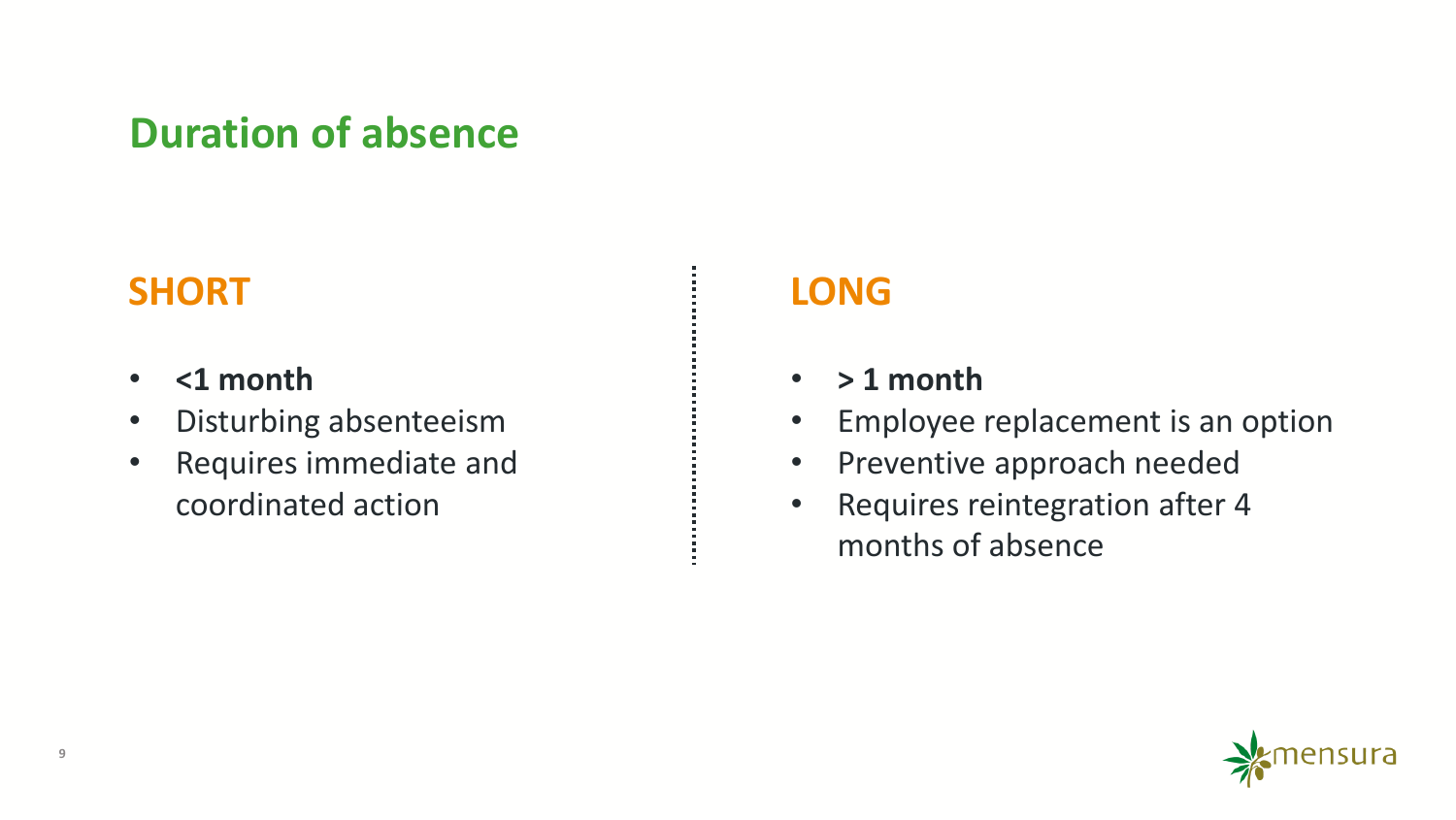# Duration of absence

## SHORT

- **<1 month**
- Disturbing absenteeism
- Requires immediate and coordinated action

## LONG

- **> 1 month**
- Employee replacement is an option
- Preventive approach needed
- Requires reintegration after 4 months of absence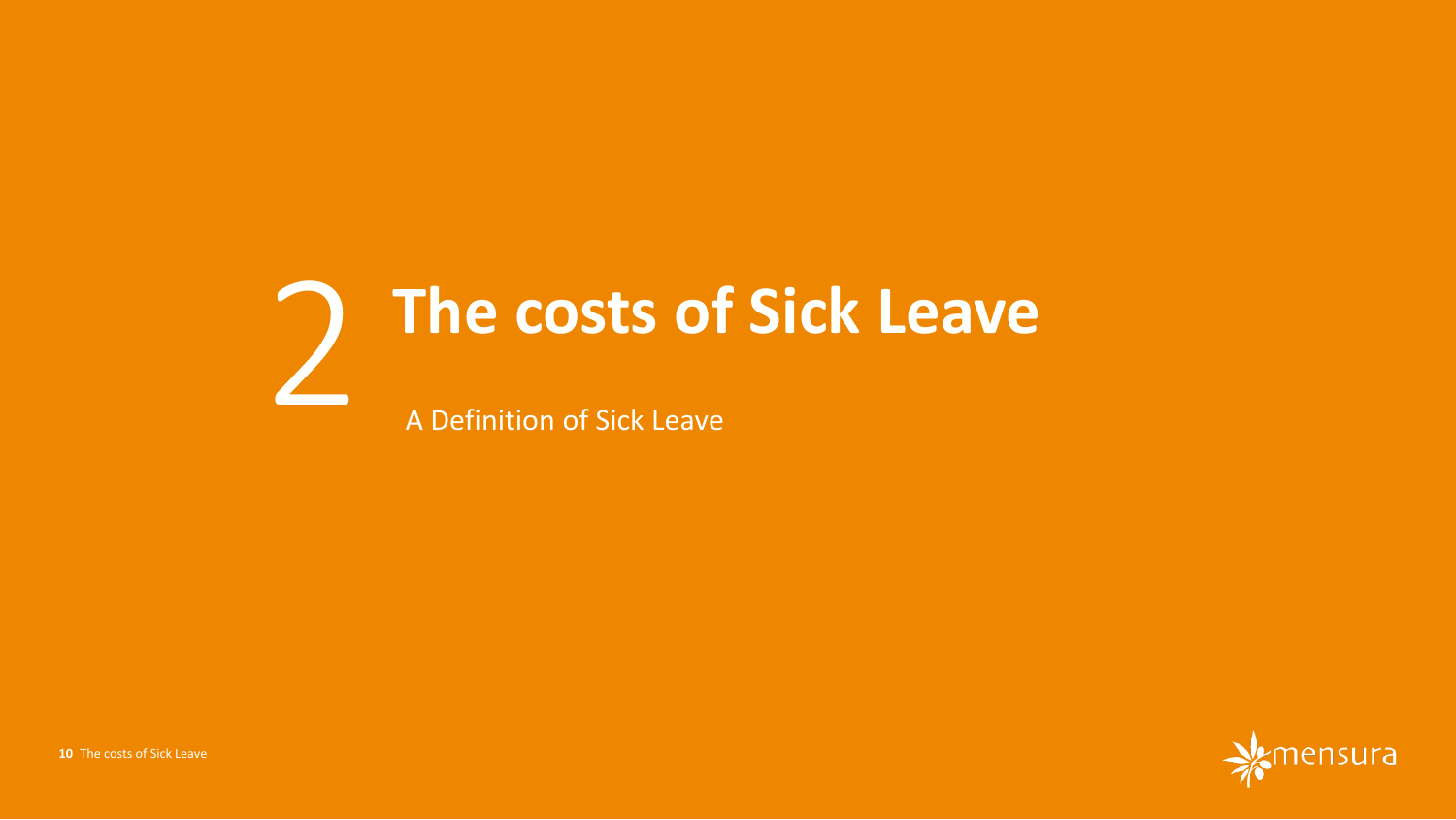# 2 The costs of Sick Leave

A Definition of Sick Leave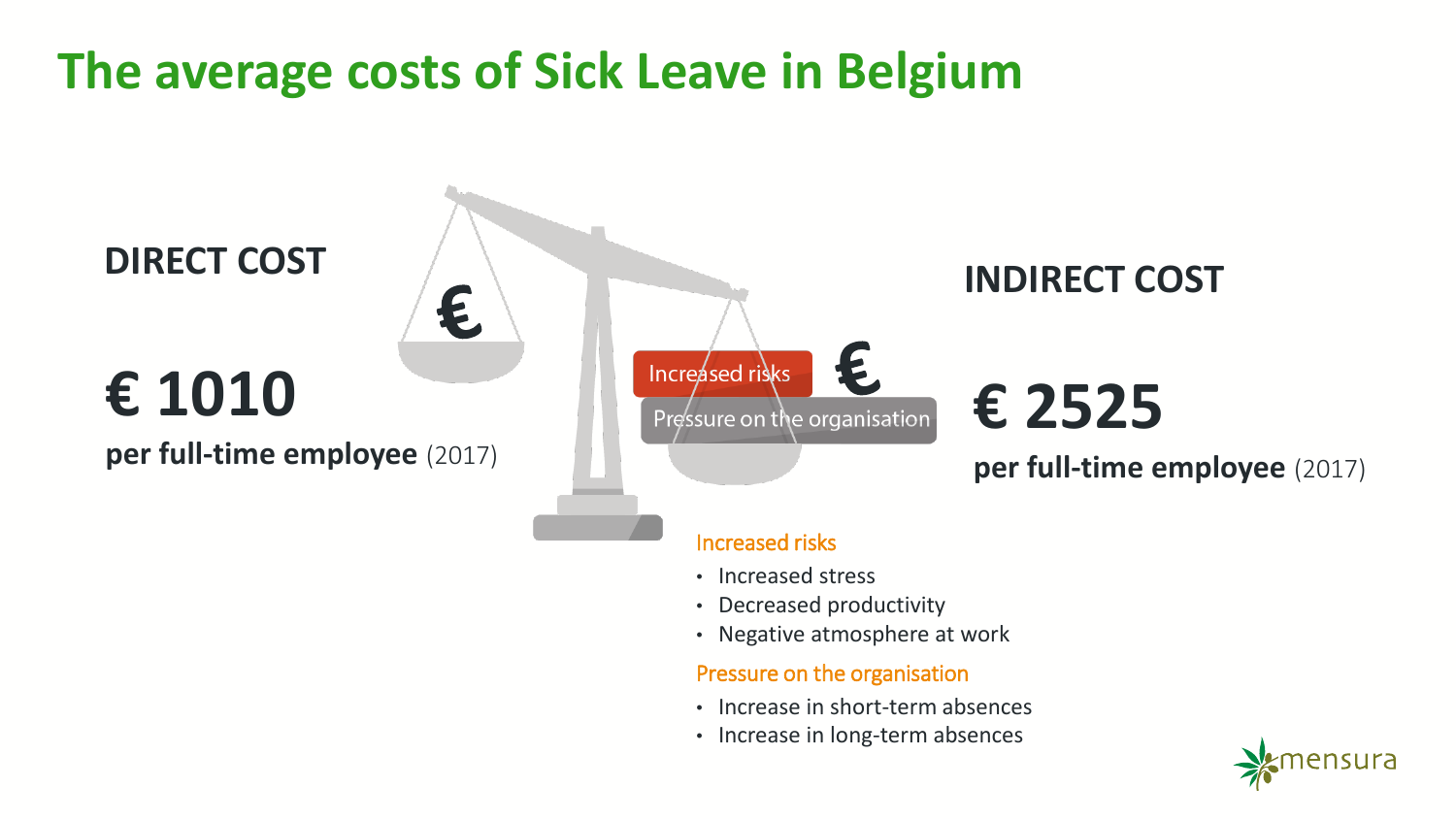# The average costs of Sick Leave in Belgium

## DIRECT COST

**€ 1010**

**per full-time employee** (2017)

## INDIRECT COST

**€ 2525**

**per full-time employee** (2017)

Increased risks

Pressure on the organisation

Increased risks

- Increased stress
- Decreased productivity
- Negative atmosphere at work

Pressure on the organisation

- Increase in short-term absences
- Increase in long-term absences

mensura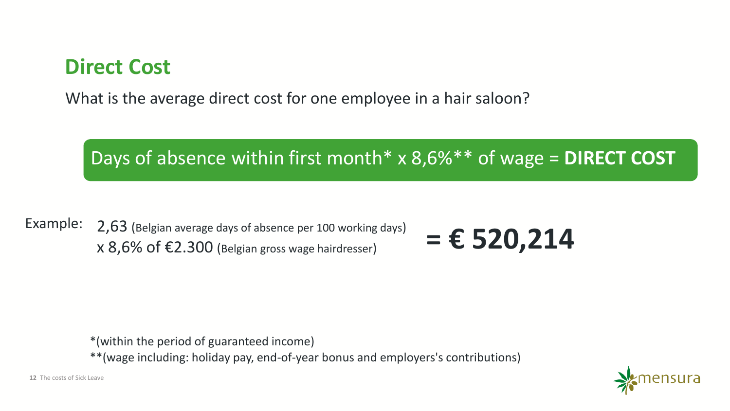## Direct Cost

What is the average direct cost for one employee in a hair saloon?

**Days of absence within first month* x 8,6%** of wage = DIRECT COST**

Example: 2,63 (Belgian average days of absence per 100 working days)
x 8,6% of €2.300 (Belgian gross wage hairdresser)

**= € 520,214**

*(within the period of guaranteed income)
**(wage including: holiday pay, end-of-year bonus and employers's contributions)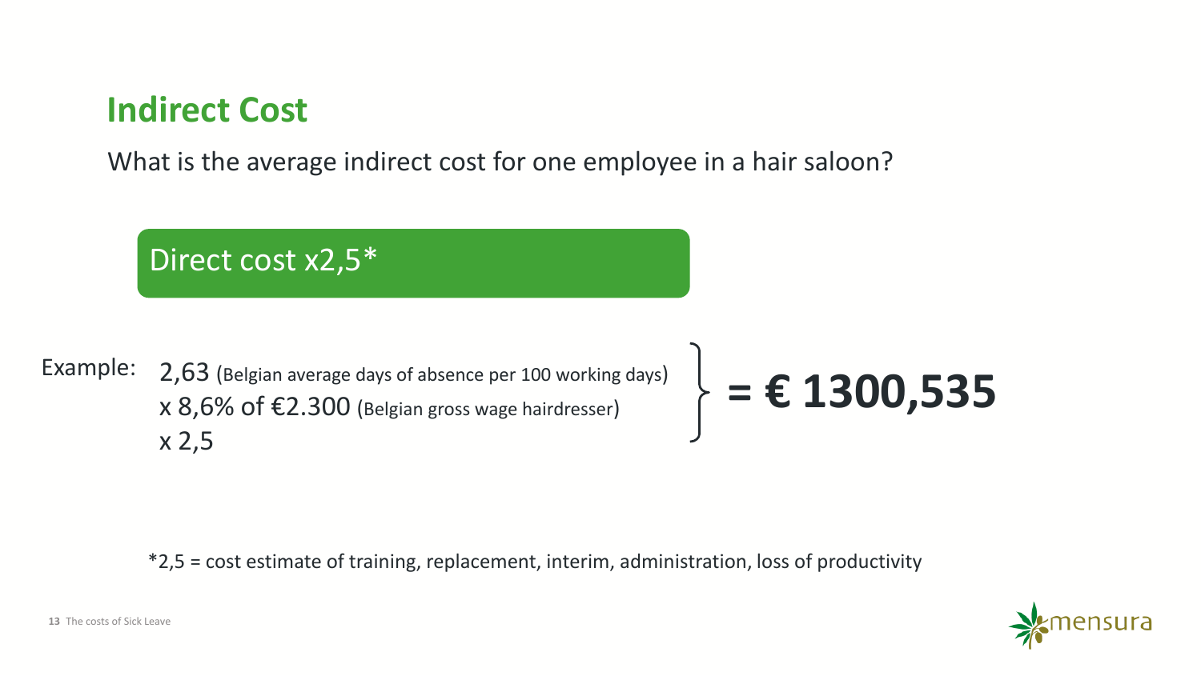## Indirect Cost

What is the average indirect cost for one employee in a hair saloon?

**Direct cost x2,5***

Example:

2,63 (Belgian average days of absence per 100 working days)
x 8,6% of €2.300 (Belgian gross wage hairdresser)
x 2,5

**= € 1300,535**

*2,5 = cost estimate of training, replacement, interim, administration, loss of productivity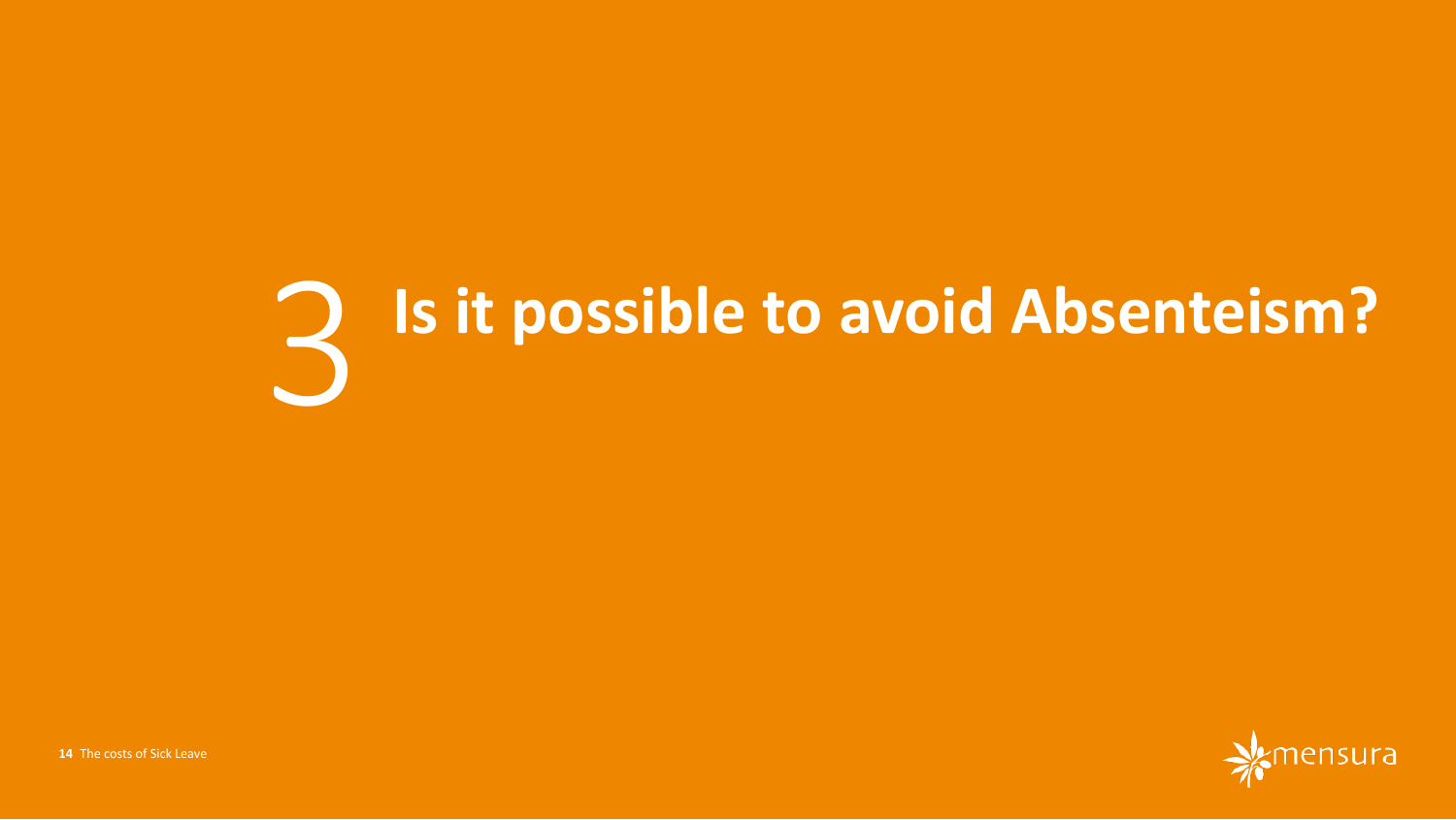# 3 Is it possible to avoid Absenteism?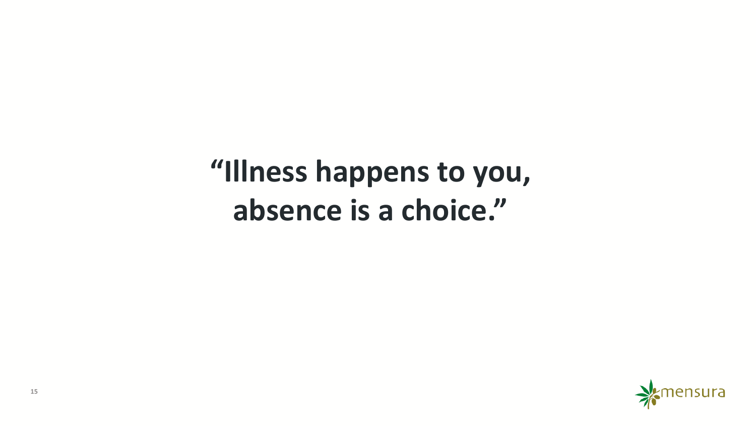**“Illness happens to you, absence is a choice.”**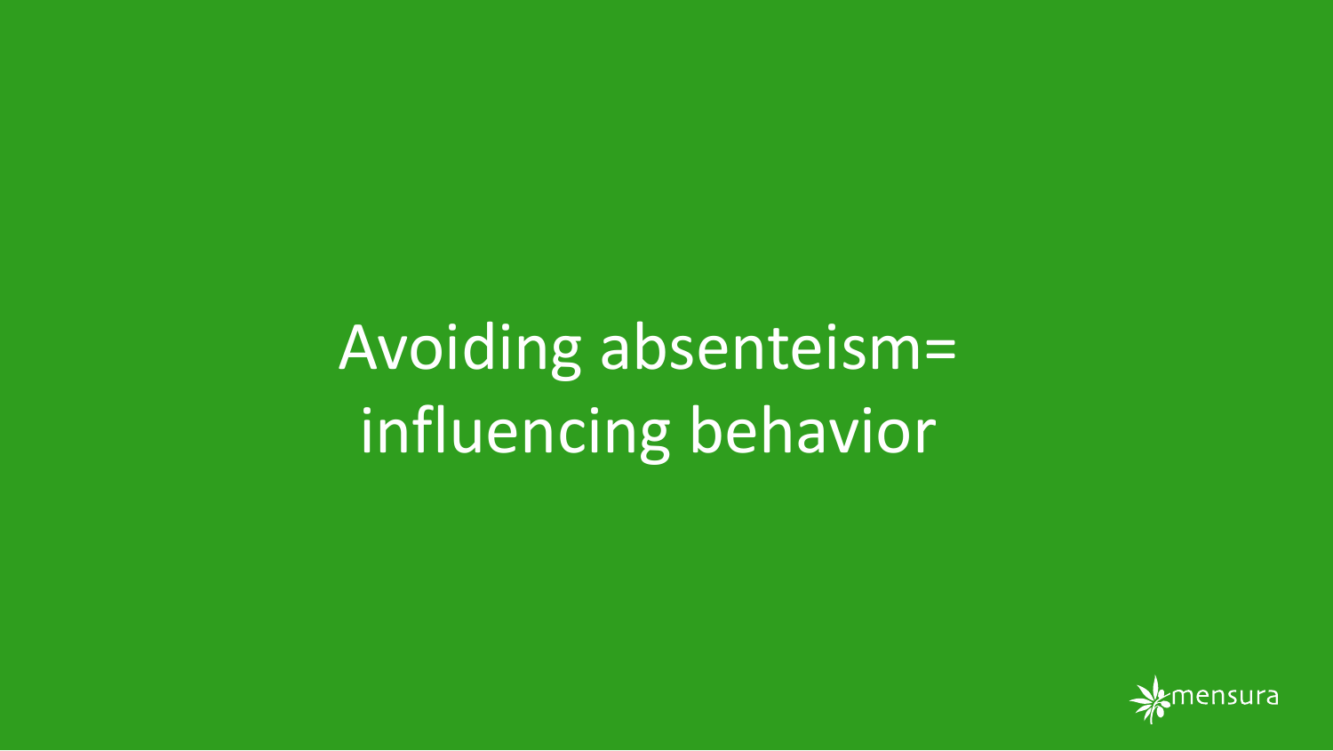# Avoiding absenteeism= influencing behavior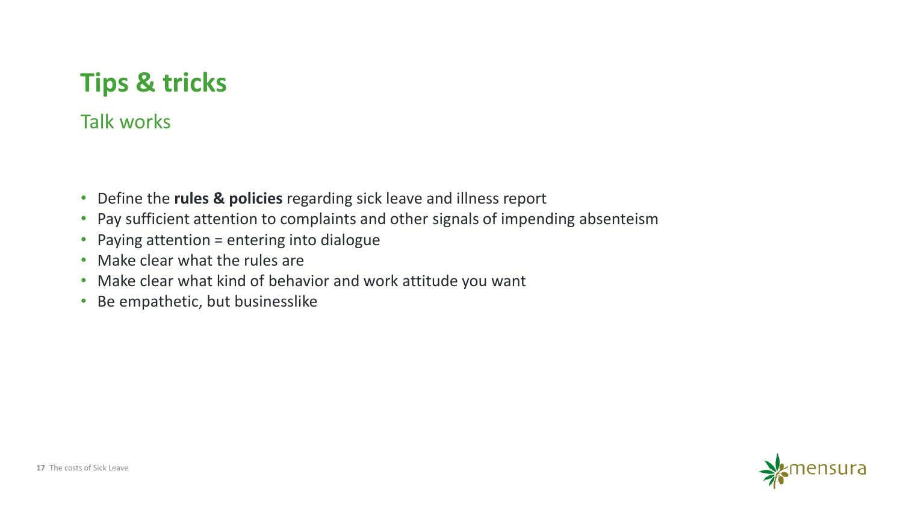# Tips & tricks

## Talk works

- Define the **rules & policies** regarding sick leave and illness report
- Pay sufficient attention to complaints and other signals of impending absenteism
- Paying attention = entering into dialogue
- Make clear what the rules are
- Make clear what kind of behavior and work attitude you want
- Be empathetic, but businesslike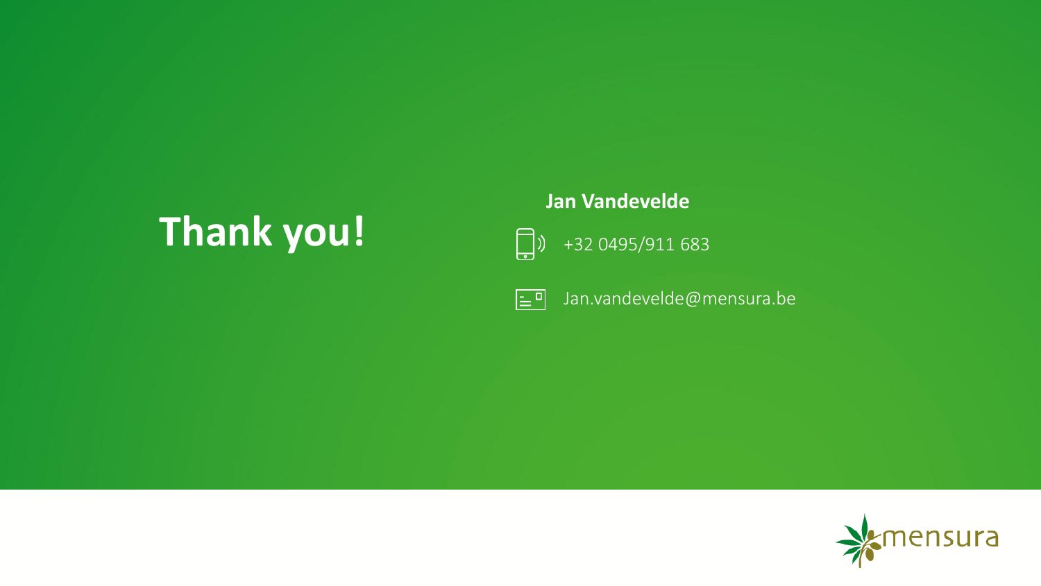# Thank you!

**Jan Vandevelde**

+32 0495/911 683

Jan.vandevelde@mensura.be

mensura